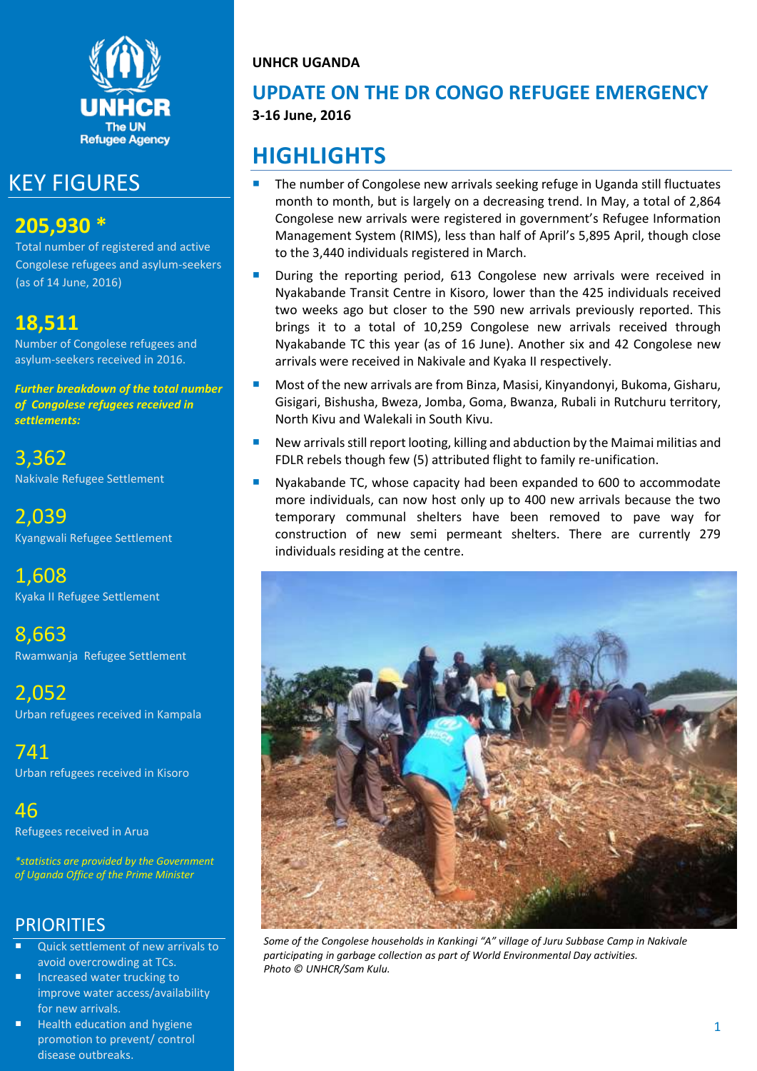UNHCR
The UN Refugee Agency

## KEY FIGURES

**205,930 ***
Total number of registered and active Congolese refugees and asylum-seekers (as of 14 June, 2016)

**18,511**
Number of Congolese refugees and asylum-seekers received in 2016.

***Further breakdown of the total number of Congolese refugees received in settlements:***

**3,362**
Nakivale Refugee Settlement

**2,039**
Kyangwali Refugee Settlement

**1,608**
Kyaka II Refugee Settlement

**8,663**
Rwamwanja Refugee Settlement

**2,052**
Urban refugees received in Kampala

**741**
Urban refugees received in Kisoro

**46**
Refugees received in Arua

*\*statistics are provided by the Government of Uganda Office of the Prime Minister*

## PRIORITIES

- Quick settlement of new arrivals to avoid overcrowding at TCs.
- Increased water trucking to improve water access/availability for new arrivals.
- Health education and hygiene promotion to prevent/ control disease outbreaks.

**UNHCR UGANDA**

# UPDATE ON THE DR CONGO REFUGEE EMERGENCY

**3-16 June, 2016**

## HIGHLIGHTS

- The number of Congolese new arrivals seeking refuge in Uganda still fluctuates month to month, but is largely on a decreasing trend. In May, a total of 2,864 Congolese new arrivals were registered in government's Refugee Information Management System (RIMS), less than half of April's 5,895 April, though close to the 3,440 individuals registered in March.
- During the reporting period, 613 Congolese new arrivals were received in Nyakabande Transit Centre in Kisoro, lower than the 425 individuals received two weeks ago but closer to the 590 new arrivals previously reported. This brings it to a total of 10,259 Congolese new arrivals received through Nyakabande TC this year (as of 16 June). Another six and 42 Congolese new arrivals were received in Nakivale and Kyaka II respectively.
- Most of the new arrivals are from Binza, Masisi, Kinyandonyi, Bukoma, Gisharu, Gisigari, Bishusha, Bweza, Jomba, Goma, Bwanza, Rubali in Rutchuru territory, North Kivu and Walekali in South Kivu.
- New arrivals still report looting, killing and abduction by the Maimai militias and FDLR rebels though few (5) attributed flight to family re-unification.
- Nyakabande TC, whose capacity had been expanded to 600 to accommodate more individuals, can now host only up to 400 new arrivals because the two temporary communal shelters have been removed to pave way for construction of new semi permeant shelters. There are currently 279 individuals residing at the centre.

*Some of the Congolese households in Kankingi "A" village of Juru Subbase Camp in Nakivale participating in garbage collection as part of World Environmental Day activities. Photo © UNHCR/Sam Kulu.*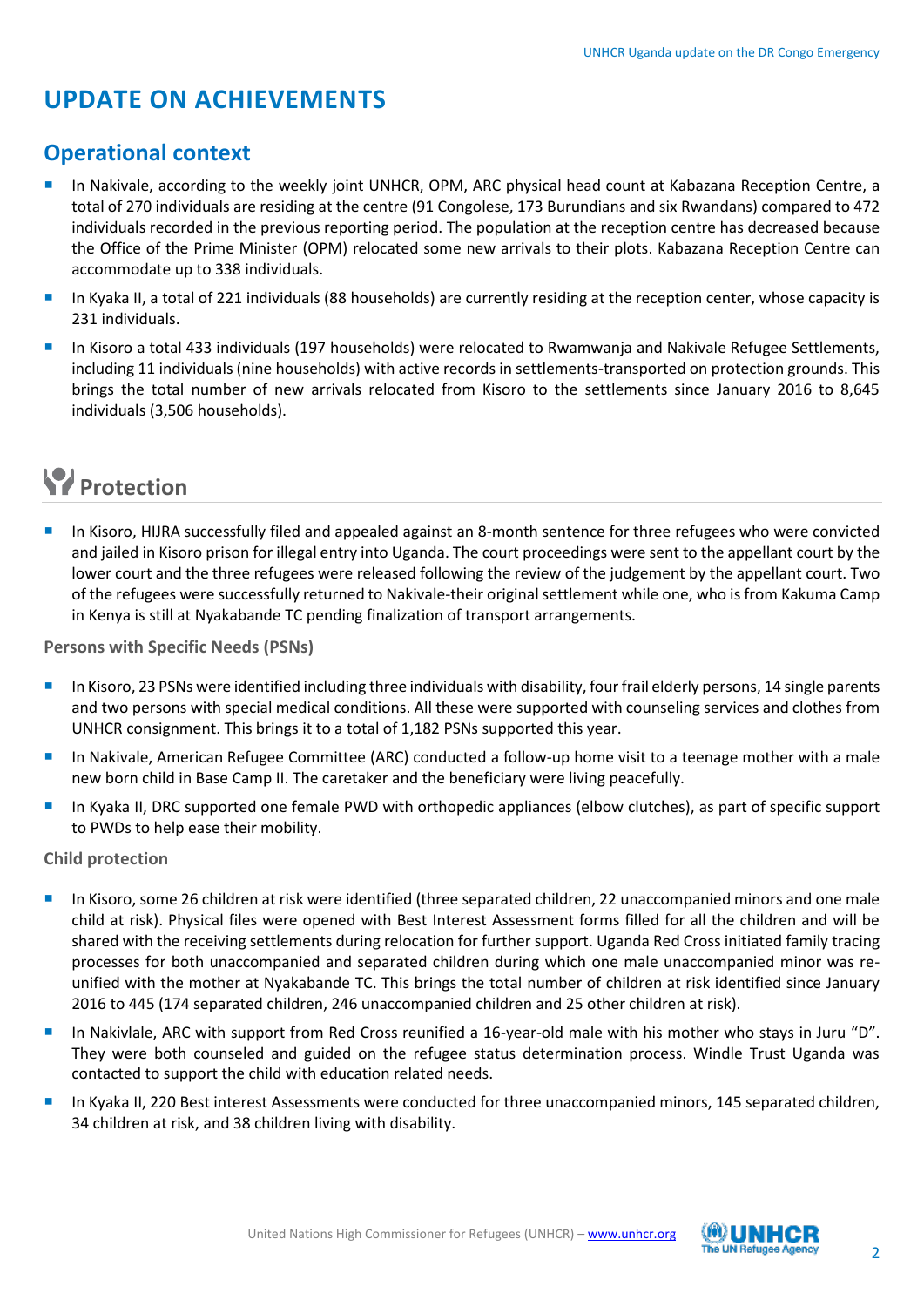# UPDATE ON ACHIEVEMENTS

## Operational context

- In Nakivale, according to the weekly joint UNHCR, OPM, ARC physical head count at Kabazana Reception Centre, a total of 270 individuals are residing at the centre (91 Congolese, 173 Burundians and six Rwandans) compared to 472 individuals recorded in the previous reporting period. The population at the reception centre has decreased because the Office of the Prime Minister (OPM) relocated some new arrivals to their plots. Kabazana Reception Centre can accommodate up to 338 individuals.
- In Kyaka II, a total of 221 individuals (88 households) are currently residing at the reception center, whose capacity is 231 individuals.
- In Kisoro a total 433 individuals (197 households) were relocated to Rwamwanja and Nakivale Refugee Settlements, including 11 individuals (nine households) with active records in settlements-transported on protection grounds. This brings the total number of new arrivals relocated from Kisoro to the settlements since January 2016 to 8,645 individuals (3,506 households).

## Protection

- In Kisoro, HIJRA successfully filed and appealed against an 8-month sentence for three refugees who were convicted and jailed in Kisoro prison for illegal entry into Uganda. The court proceedings were sent to the appellant court by the lower court and the three refugees were released following the review of the judgement by the appellant court. Two of the refugees were successfully returned to Nakivale-their original settlement while one, who is from Kakuma Camp in Kenya is still at Nyakabande TC pending finalization of transport arrangements.

### Persons with Specific Needs (PSNs)

- In Kisoro, 23 PSNs were identified including three individuals with disability, four frail elderly persons, 14 single parents and two persons with special medical conditions. All these were supported with counseling services and clothes from UNHCR consignment. This brings it to a total of 1,182 PSNs supported this year.
- In Nakivale, American Refugee Committee (ARC) conducted a follow-up home visit to a teenage mother with a male new born child in Base Camp II. The caretaker and the beneficiary were living peacefully.
- In Kyaka II, DRC supported one female PWD with orthopedic appliances (elbow clutches), as part of specific support to PWDs to help ease their mobility.

### Child protection

- In Kisoro, some 26 children at risk were identified (three separated children, 22 unaccompanied minors and one male child at risk). Physical files were opened with Best Interest Assessment forms filled for all the children and will be shared with the receiving settlements during relocation for further support. Uganda Red Cross initiated family tracing processes for both unaccompanied and separated children during which one male unaccompanied minor was re-unified with the mother at Nyakabande TC. This brings the total number of children at risk identified since January 2016 to 445 (174 separated children, 246 unaccompanied children and 25 other children at risk).
- In Nakivlale, ARC with support from Red Cross reunified a 16-year-old male with his mother who stays in Juru "D". They were both counseled and guided on the refugee status determination process. Windle Trust Uganda was contacted to support the child with education related needs.
- In Kyaka II, 220 Best interest Assessments were conducted for three unaccompanied minors, 145 separated children, 34 children at risk, and 38 children living with disability.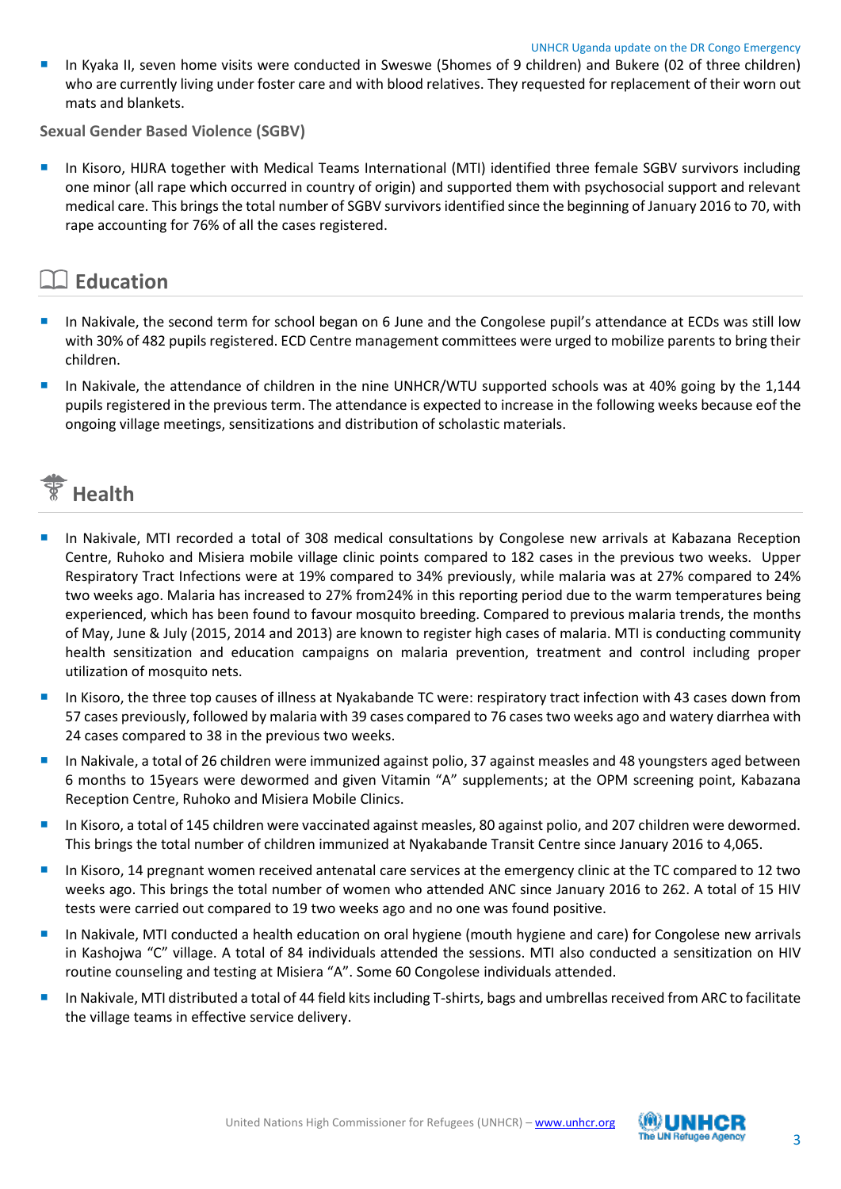- In Kyaka II, seven home visits were conducted in Sweswe (5homes of 9 children) and Bukere (02 of three children) who are currently living under foster care and with blood relatives. They requested for replacement of their worn out mats and blankets.

**Sexual Gender Based Violence (SGBV)**

- In Kisoro, HIJRA together with Medical Teams International (MTI) identified three female SGBV survivors including one minor (all rape which occurred in country of origin) and supported them with psychosocial support and relevant medical care. This brings the total number of SGBV survivors identified since the beginning of January 2016 to 70, with rape accounting for 76% of all the cases registered.

## Education

- In Nakivale, the second term for school began on 6 June and the Congolese pupil's attendance at ECDs was still low with 30% of 482 pupils registered. ECD Centre management committees were urged to mobilize parents to bring their children.
- In Nakivale, the attendance of children in the nine UNHCR/WTU supported schools was at 40% going by the 1,144 pupils registered in the previous term. The attendance is expected to increase in the following weeks because eof the ongoing village meetings, sensitizations and distribution of scholastic materials.

## Health

- In Nakivale, MTI recorded a total of 308 medical consultations by Congolese new arrivals at Kabazana Reception Centre, Ruhoko and Misiera mobile village clinic points compared to 182 cases in the previous two weeks. Upper Respiratory Tract Infections were at 19% compared to 34% previously, while malaria was at 27% compared to 24% two weeks ago. Malaria has increased to 27% from24% in this reporting period due to the warm temperatures being experienced, which has been found to favour mosquito breeding. Compared to previous malaria trends, the months of May, June & July (2015, 2014 and 2013) are known to register high cases of malaria. MTI is conducting community health sensitization and education campaigns on malaria prevention, treatment and control including proper utilization of mosquito nets.
- In Kisoro, the three top causes of illness at Nyakabande TC were: respiratory tract infection with 43 cases down from 57 cases previously, followed by malaria with 39 cases compared to 76 cases two weeks ago and watery diarrhea with 24 cases compared to 38 in the previous two weeks.
- In Nakivale, a total of 26 children were immunized against polio, 37 against measles and 48 youngsters aged between 6 months to 15years were dewormed and given Vitamin "A" supplements; at the OPM screening point, Kabazana Reception Centre, Ruhoko and Misiera Mobile Clinics.
- In Kisoro, a total of 145 children were vaccinated against measles, 80 against polio, and 207 children were dewormed. This brings the total number of children immunized at Nyakabande Transit Centre since January 2016 to 4,065.
- In Kisoro, 14 pregnant women received antenatal care services at the emergency clinic at the TC compared to 12 two weeks ago. This brings the total number of women who attended ANC since January 2016 to 262. A total of 15 HIV tests were carried out compared to 19 two weeks ago and no one was found positive.
- In Nakivale, MTI conducted a health education on oral hygiene (mouth hygiene and care) for Congolese new arrivals in Kashojwa "C" village. A total of 84 individuals attended the sessions. MTI also conducted a sensitization on HIV routine counseling and testing at Misiera "A". Some 60 Congolese individuals attended.
- In Nakivale, MTI distributed a total of 44 field kits including T-shirts, bags and umbrellas received from ARC to facilitate the village teams in effective service delivery.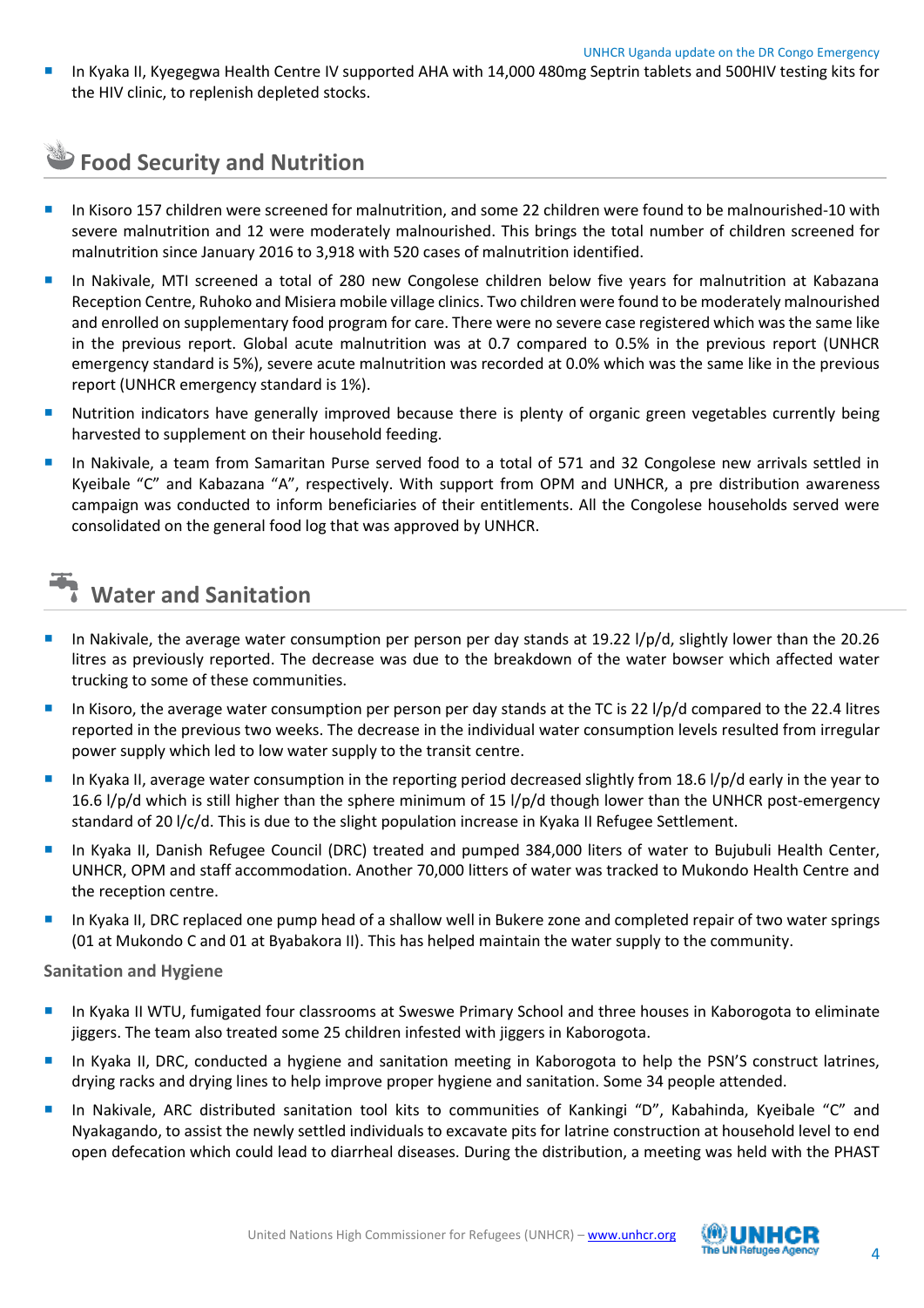- In Kyaka II, Kyegegwa Health Centre IV supported AHA with 14,000 480mg Septrin tablets and 500HIV testing kits for the HIV clinic, to replenish depleted stocks.

## Food Security and Nutrition

- In Kisoro 157 children were screened for malnutrition, and some 22 children were found to be malnourished-10 with severe malnutrition and 12 were moderately malnourished. This brings the total number of children screened for malnutrition since January 2016 to 3,918 with 520 cases of malnutrition identified.
- In Nakivale, MTI screened a total of 280 new Congolese children below five years for malnutrition at Kabazana Reception Centre, Ruhoko and Misiera mobile village clinics. Two children were found to be moderately malnourished and enrolled on supplementary food program for care. There were no severe case registered which was the same like in the previous report. Global acute malnutrition was at 0.7 compared to 0.5% in the previous report (UNHCR emergency standard is 5%), severe acute malnutrition was recorded at 0.0% which was the same like in the previous report (UNHCR emergency standard is 1%).
- Nutrition indicators have generally improved because there is plenty of organic green vegetables currently being harvested to supplement on their household feeding.
- In Nakivale, a team from Samaritan Purse served food to a total of 571 and 32 Congolese new arrivals settled in Kyeibale "C" and Kabazana "A", respectively. With support from OPM and UNHCR, a pre distribution awareness campaign was conducted to inform beneficiaries of their entitlements. All the Congolese households served were consolidated on the general food log that was approved by UNHCR.

## Water and Sanitation

- In Nakivale, the average water consumption per person per day stands at 19.22 l/p/d, slightly lower than the 20.26 litres as previously reported. The decrease was due to the breakdown of the water bowser which affected water trucking to some of these communities.
- In Kisoro, the average water consumption per person per day stands at the TC is 22 l/p/d compared to the 22.4 litres reported in the previous two weeks. The decrease in the individual water consumption levels resulted from irregular power supply which led to low water supply to the transit centre.
- In Kyaka II, average water consumption in the reporting period decreased slightly from 18.6 l/p/d early in the year to 16.6 l/p/d which is still higher than the sphere minimum of 15 l/p/d though lower than the UNHCR post-emergency standard of 20 l/c/d. This is due to the slight population increase in Kyaka II Refugee Settlement.
- In Kyaka II, Danish Refugee Council (DRC) treated and pumped 384,000 liters of water to Bujubuli Health Center, UNHCR, OPM and staff accommodation. Another 70,000 litters of water was tracked to Mukondo Health Centre and the reception centre.
- In Kyaka II, DRC replaced one pump head of a shallow well in Bukere zone and completed repair of two water springs (01 at Mukondo C and 01 at Byabakora II). This has helped maintain the water supply to the community.

### Sanitation and Hygiene

- In Kyaka II WTU, fumigated four classrooms at Sweswe Primary School and three houses in Kaborogota to eliminate jiggers. The team also treated some 25 children infested with jiggers in Kaborogota.
- In Kyaka II, DRC, conducted a hygiene and sanitation meeting in Kaborogota to help the PSN'S construct latrines, drying racks and drying lines to help improve proper hygiene and sanitation. Some 34 people attended.
- In Nakivale, ARC distributed sanitation tool kits to communities of Kankingi "D", Kabahinda, Kyeibale "C" and Nyakagando, to assist the newly settled individuals to excavate pits for latrine construction at household level to end open defecation which could lead to diarrheal diseases. During the distribution, a meeting was held with the PHAST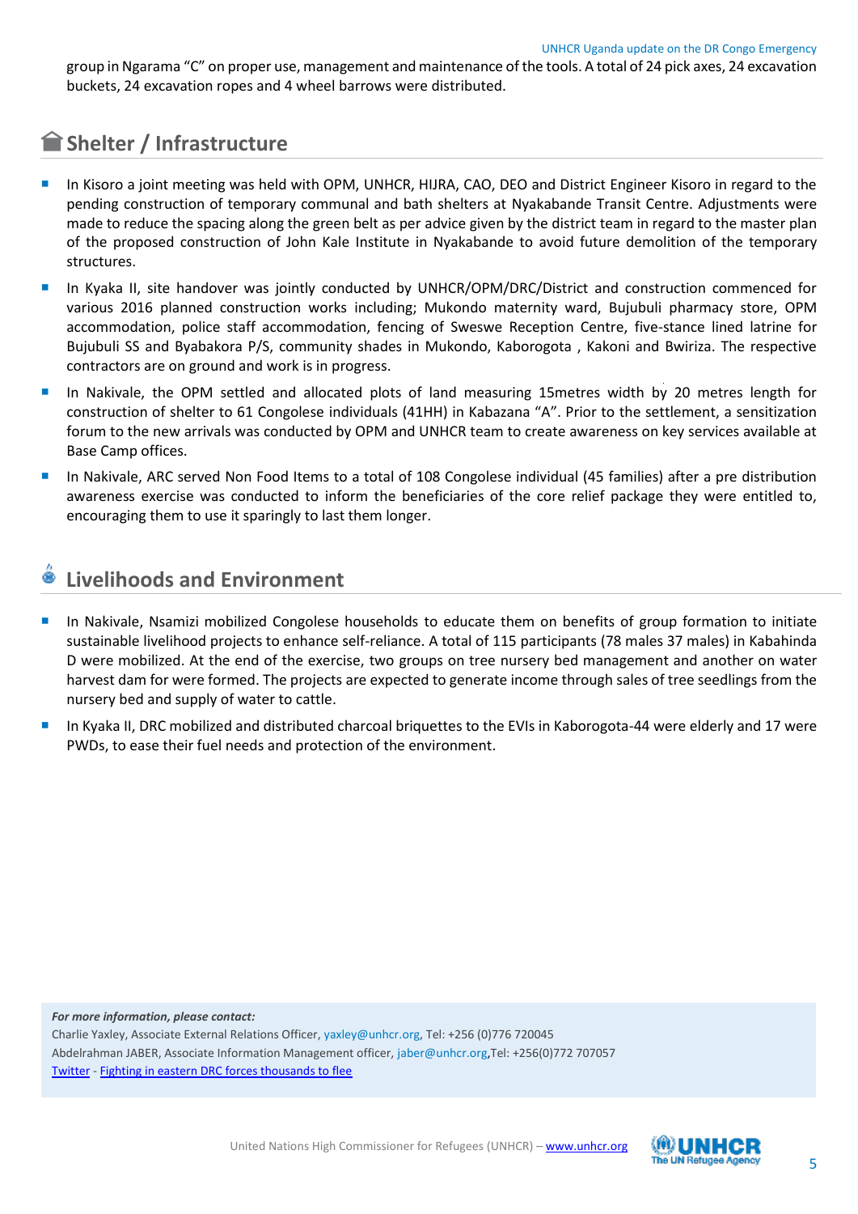group in Ngarama "C" on proper use, management and maintenance of the tools. A total of 24 pick axes, 24 excavation buckets, 24 excavation ropes and 4 wheel barrows were distributed.

## Shelter / Infrastructure

- In Kisoro a joint meeting was held with OPM, UNHCR, HIJRA, CAO, DEO and District Engineer Kisoro in regard to the pending construction of temporary communal and bath shelters at Nyakabande Transit Centre. Adjustments were made to reduce the spacing along the green belt as per advice given by the district team in regard to the master plan of the proposed construction of John Kale Institute in Nyakabande to avoid future demolition of the temporary structures.
- In Kyaka II, site handover was jointly conducted by UNHCR/OPM/DRC/District and construction commenced for various 2016 planned construction works including; Mukondo maternity ward, Bujubuli pharmacy store, OPM accommodation, police staff accommodation, fencing of Sweswe Reception Centre, five-stance lined latrine for Bujubuli SS and Byabakora P/S, community shades in Mukondo, Kaborogota , Kakoni and Bwiriza. The respective contractors are on ground and work is in progress.
- In Nakivale, the OPM settled and allocated plots of land measuring 15metres width by 20 metres length for construction of shelter to 61 Congolese individuals (41HH) in Kabazana "A". Prior to the settlement, a sensitization forum to the new arrivals was conducted by OPM and UNHCR team to create awareness on key services available at Base Camp offices.
- In Nakivale, ARC served Non Food Items to a total of 108 Congolese individual (45 families) after a pre distribution awareness exercise was conducted to inform the beneficiaries of the core relief package they were entitled to, encouraging them to use it sparingly to last them longer.

## Livelihoods and Environment

- In Nakivale, Nsamizi mobilized Congolese households to educate them on benefits of group formation to initiate sustainable livelihood projects to enhance self-reliance. A total of 115 participants (78 males 37 males) in Kabahinda D were mobilized. At the end of the exercise, two groups on tree nursery bed management and another on water harvest dam for were formed. The projects are expected to generate income through sales of tree seedlings from the nursery bed and supply of water to cattle.
- In Kyaka II, DRC mobilized and distributed charcoal briquettes to the EVIs in Kaborogota-44 were elderly and 17 were PWDs, to ease their fuel needs and protection of the environment.

***For more information, please contact:***

Charlie Yaxley, Associate External Relations Officer, yaxley@unhcr.org, Tel: +256 (0)776 720045

Abdelrahman JABER, Associate Information Management officer, jaber@unhcr.org,Tel: +256(0)772 707057

Twitter - Fighting in eastern DRC forces thousands to flee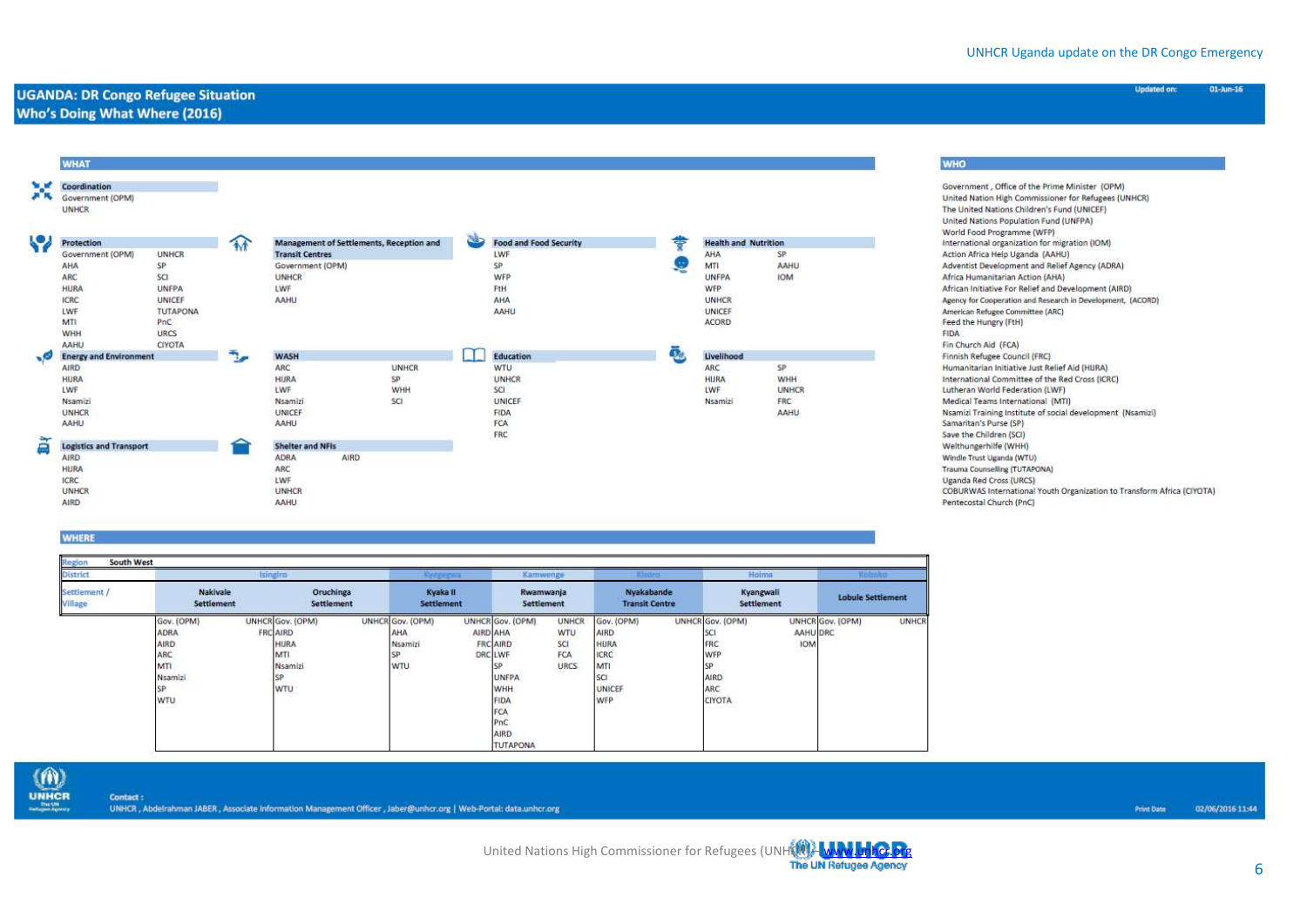# UGANDA: DR Congo Refugee Situation
## Who's Doing What Where (2016)

Updated on: 01-Jun-16

## WHAT

**Coordination**
Government (OPM)
UNHCR

**Protection**
Government (OPM), UNHCR, AHA, SP, ARC, SCI, HIJRA, UNFPA, ICRC, UNICEF, LWF, TUTAPONA, MTI, PnC, WHH, URCS, AAHU, CIYOTA

**Management of Settlements, Reception and Transit Centres**
Government (OPM), UNHCR, LWF, AAHU

**Food and Food Security**
LWF, SP, WFP, FtH, AHA, AAHU

**Health and Nutrition**
AHA, SP, MTI, AAHU, UNFPA, IOM, WFP, UNHCR, UNICEF, ACORD

**Energy and Environment**
AIRD, HIJRA, LWF, Nsamizi, UNHCR, AAHU

**WASH**
ARC, UNHCR, HIJRA, SP, LWF, WHH, Nsamizi, SCI, UNICEF, AAHU

**Education**
WTU, UNHCR, SCI, UNICEF, FIDA, FCA, FRC

**Livelihood**
ARC, SP, HIJRA, WHH, LWF, UNHCR, Nsamizi, FRC, AAHU

**Logistics and Transport**
AIRD, HIJRA, ICRC, UNHCR, AIRD

**Shelter and NFIs**
ADRA, AIRD, ARC, LWF, UNHCR, AAHU

## WHO

- Government , Office of the Prime Minister (OPM)
- United Nation High Commissioner for Refugees (UNHCR)
- The United Nations Children's Fund (UNICEF)
- United Nations Population Fund (UNFPA)
- World Food Programme (WFP)
- International organization for migration (IOM)
- Action Africa Help Uganda (AAHU)
- Adventist Development and Relief Agency (ADRA)
- Africa Humanitarian Action (AHA)
- African Initiative For Relief and Development (AIRD)
- Agency for Cooperation and Research in Development, (ACORD)
- American Refugee Committee (ARC)
- Feed the Hungry (FtH)
- FIDA
- Fin Church Aid (FCA)
- Finnish Refugee Council (FRC)
- Humanitarian Initiative Just Relief Aid (HIJRA)
- International Committee of the Red Cross (ICRC)
- Lutheran World Federation (LWF)
- Medical Teams International (MTI)
- Nsamizi Training Institute of social development (Nsamizi)
- Samaritan's Purse (SP)
- Save the Children (SCI)
- Welthungerhilfe (WHH)
- Windle Trust Uganda (WTU)
- Trauma Counselling (TUTAPONA)
- Uganda Red Cross (URCS)
- COBURWAS International Youth Organization to Transform Africa (CIYOTA)
- Pentecostal Church (PnC)

## WHERE

Region: South West

| District | Isingiro | Isingiro | Kyegegwa | Kamwenge | Kisoro | Hoima | Koboko |
|---|---|---|---|---|---|---|---|
| Settlement / Village | Nakivale Settlement | Oruchinga Settlement | Kyaka II Settlement | Rwamwanja Settlement | Nyakabande Transit Centre | Kyangwali Settlement | Lobule Settlement |
| | Gov. (OPM), UNHCR, ADRA, FRC, AIRD, ARC, MTI, Nsamizi, SP, WTU | Gov. (OPM), UNHCR, AIRD, HIJRA, MTI, Nsamizi, SP, WTU | Gov. (OPM), UNHCR, AHA, AIRD, Nsamizi, FRC, SP, DRC, WTU | Gov. (OPM), UNHCR, AHA, WTU, AIRD, SCI, LWF, FCA, SP, URCS, UNFPA, WHH, FIDA, FCA, PnC, AIRD, TUTAPONA | Gov. (OPM), UNHCR, AIRD, HIJRA, ICRC, MTI, SCI, UNICEF, WFP | Gov. (OPM), UNHCR, SCI, AAHU, FRC, IOM, WFP, SP, AIRD, ARC, CIYOTA | Gov. (OPM), UNHCR, DRC |

Contact :
UNHCR , Abdelrahman JABER , Associate Information Management Officer , Jaber@unhcr.org | Web-Portal: data.unhcr.org

Print Date 02/06/2016 11:44